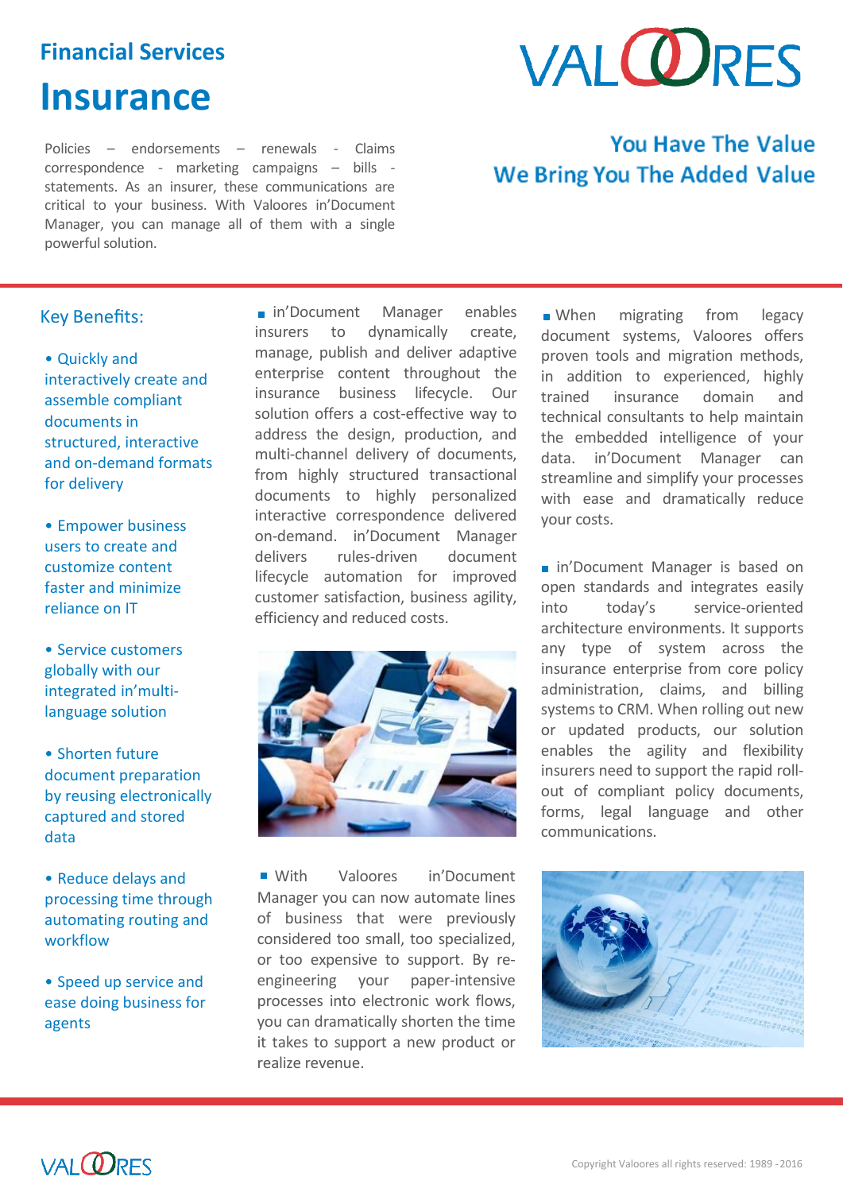## Financial Services

# Insurance

Policies – endorsements – renewals - Claims correspondence - marketing campaigns – bills - statements. As an insurer, these communications are critical to your business. With Valoores in'Document Manager, you can manage all of them with a single powerful solution.

**You Have The Value**
**We Bring You The Added Value**

## Key Benefits:

- Quickly and interactively create and assemble compliant documents in structured, interactive and on-demand formats for delivery
- Empower business users to create and customize content faster and minimize reliance on IT
- Service customers globally with our integrated in'multi-language solution
- Shorten future document preparation by reusing electronically captured and stored data
- Reduce delays and processing time through automating routing and workflow
- Speed up service and ease doing business for agents

- in'Document Manager enables insurers to dynamically create, manage, publish and deliver adaptive enterprise content throughout the insurance business lifecycle. Our solution offers a cost-effective way to address the design, production, and multi-channel delivery of documents, from highly structured transactional documents to highly personalized interactive correspondence delivered on-demand. in'Document Manager delivers rules-driven document lifecycle automation for improved customer satisfaction, business agility, efficiency and reduced costs.

- With Valoores in'Document Manager you can now automate lines of business that were previously considered too small, too specialized, or too expensive to support. By re-engineering your paper-intensive processes into electronic work flows, you can dramatically shorten the time it takes to support a new product or realize revenue.

- When migrating from legacy document systems, Valoores offers proven tools and migration methods, in addition to experienced, highly trained insurance domain and technical consultants to help maintain the embedded intelligence of your data. in'Document Manager can streamline and simplify your processes with ease and dramatically reduce your costs.

- in'Document Manager is based on open standards and integrates easily into today's service-oriented architecture environments. It supports any type of system across the insurance enterprise from core policy administration, claims, and billing systems to CRM. When rolling out new or updated products, our solution enables the agility and flexibility insurers need to support the rapid roll-out of compliant policy documents, forms, legal language and other communications.

Copyright Valoores all rights reserved: 1989 - 2016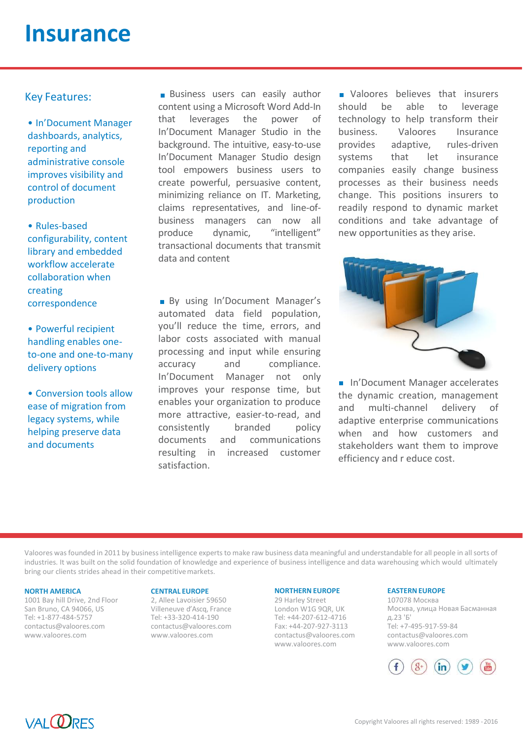# Insurance

## Key Features:

- In'Document Manager dashboards, analytics, reporting and administrative console improves visibility and control of document production
- Rules-based configurability, content library and embedded workflow accelerate collaboration when creating correspondence
- Powerful recipient handling enables one-to-one and one-to-many delivery options
- Conversion tools allow ease of migration from legacy systems, while helping preserve data and documents

- Business users can easily author content using a Microsoft Word Add-In that leverages the power of In'Document Manager Studio in the background. The intuitive, easy-to-use In'Document Manager Studio design tool empowers business users to create powerful, persuasive content, minimizing reliance on IT. Marketing, claims representatives, and line-of-business managers can now all produce dynamic, "intelligent" transactional documents that transmit data and content

- By using In'Document Manager's automated data field population, you'll reduce the time, errors, and labor costs associated with manual processing and input while ensuring accuracy and compliance. In'Document Manager not only improves your response time, but enables your organization to produce more attractive, easier-to-read, and consistently branded policy documents and communications resulting in increased customer satisfaction.

- Valoores believes that insurers should be able to leverage technology to help transform their business. Valoores Insurance provides adaptive, rules-driven systems that let insurance companies easily change business processes as their business needs change. This positions insurers to readily respond to dynamic market conditions and take advantage of new opportunities as they arise.

- In'Document Manager accelerates the dynamic creation, management and multi-channel delivery of adaptive enterprise communications when and how customers and stakeholders want them to improve efficiency and r educe cost.

Valoores was founded in 2011 by business intelligence experts to make raw business data meaningful and understandable for all people in all sorts of industries. It was built on the solid foundation of knowledge and experience of business intelligence and data warehousing which would ultimately bring our clients strides ahead in their competitive markets.

**NORTH AMERICA**
1001 Bay hill Drive, 2nd Floor
San Bruno, CA 94066, US
Tel: +1-877-484-5757
contactus@valoores.com
www.valoores.com

**CENTRAL EUROPE**
2, Allee Lavoisier 59650
Villeneuve d'Ascq, France
Tel: +33-320-414-190
contactus@valoores.com
www.valoores.com

**NORTHERN EUROPE**
29 Harley Street
London W1G 9QR, UK
Tel: +44-207-612-4716
Fax: +44-207-927-3113
contactus@valoores.com
www.valoores.com

**EASTERN EUROPE**
107078 Москва
Москва, улица Новая Басманная
д.23 'Б'
Tel: +7-495-917-59-84
contactus@valoores.com
www.valoores.com

VALOORES

Copyright Valoores all rights reserved: 1989 - 2016